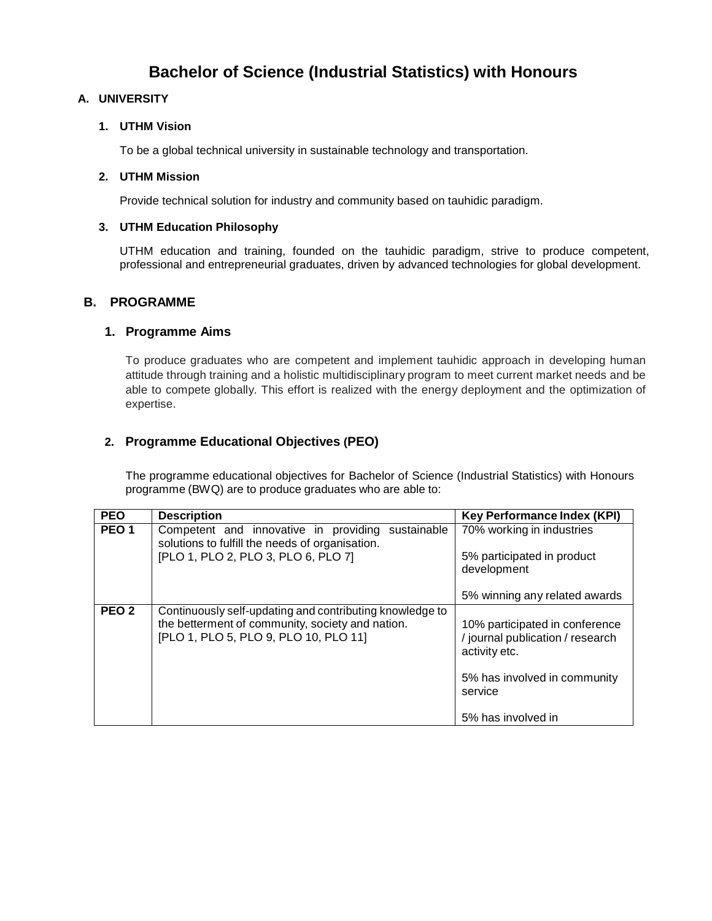# Bachelor of Science (Industrial Statistics) with Honours

## A. UNIVERSITY

### 1. UTHM Vision

To be a global technical university in sustainable technology and transportation.

### 2. UTHM Mission

Provide technical solution for industry and community based on tauhidic paradigm.

### 3. UTHM Education Philosophy

UTHM education and training, founded on the tauhidic paradigm, strive to produce competent, professional and entrepreneurial graduates, driven by advanced technologies for global development.

## B. PROGRAMME

### 1. Programme Aims

To produce graduates who are competent and implement tauhidic approach in developing human attitude through training and a holistic multidisciplinary program to meet current market needs and be able to compete globally. This effort is realized with the energy deployment and the optimization of expertise.

### 2. Programme Educational Objectives (PEO)

The programme educational objectives for Bachelor of Science (Industrial Statistics) with Honours programme (BWQ) are to produce graduates who are able to:

| PEO | Description | Key Performance Index (KPI) |
|---|---|---|
| PEO 1 | Competent and innovative in providing sustainable solutions to fulfill the needs of organisation.<br>[PLO 1, PLO 2, PLO 3, PLO 6, PLO 7] | 70% working in industries<br><br>5% participated in product development<br><br>5% winning any related awards |
| PEO 2 | Continuously self-updating and contributing knowledge to the betterment of community, society and nation.<br>[PLO 1, PLO 5, PLO 9, PLO 10, PLO 11] | 10% participated in conference / journal publication / research activity etc.<br><br>5% has involved in community service<br><br>5% has involved in |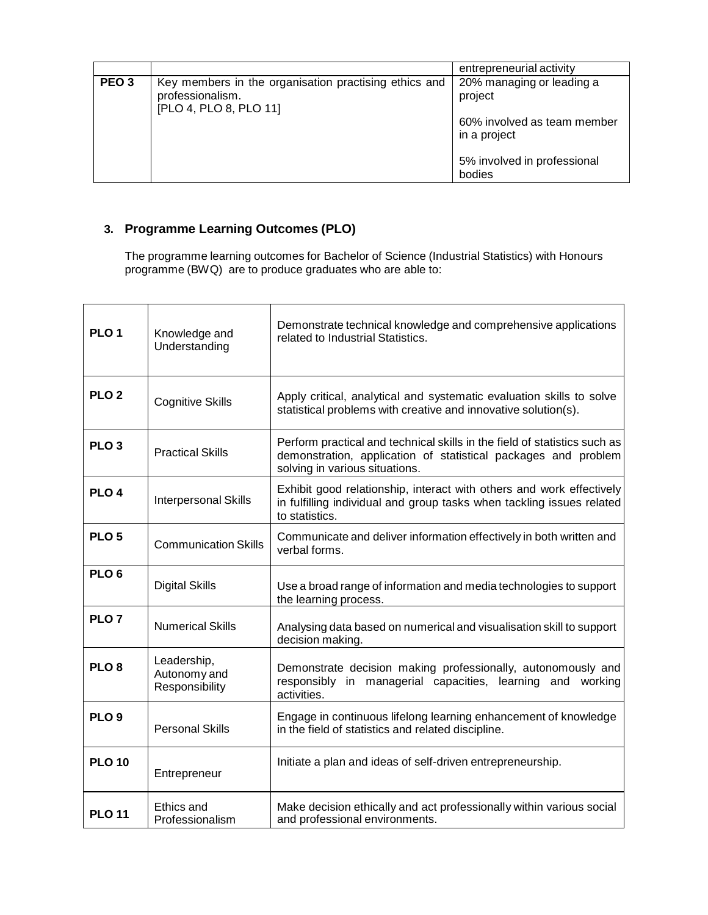| | | |
|---|---|---|
| | | entrepreneurial activity |
| **PEO 3** | Key members in the organisation practising ethics and professionalism. [PLO 4, PLO 8, PLO 11] | 20% managing or leading a project<br><br>60% involved as team member in a project<br><br>5% involved in professional bodies |

## 3. Programme Learning Outcomes (PLO)

The programme learning outcomes for Bachelor of Science (Industrial Statistics) with Honours programme (BWQ) are to produce graduates who are able to:

| | | |
|---|---|---|
| **PLO 1** | Knowledge and Understanding | Demonstrate technical knowledge and comprehensive applications related to Industrial Statistics. |
| **PLO 2** | Cognitive Skills | Apply critical, analytical and systematic evaluation skills to solve statistical problems with creative and innovative solution(s). |
| **PLO 3** | Practical Skills | Perform practical and technical skills in the field of statistics such as demonstration, application of statistical packages and problem solving in various situations. |
| **PLO 4** | Interpersonal Skills | Exhibit good relationship, interact with others and work effectively in fulfilling individual and group tasks when tackling issues related to statistics. |
| **PLO 5** | Communication Skills | Communicate and deliver information effectively in both written and verbal forms. |
| **PLO 6** | Digital Skills | Use a broad range of information and media technologies to support the learning process. |
| **PLO 7** | Numerical Skills | Analysing data based on numerical and visualisation skill to support decision making. |
| **PLO 8** | Leadership, Autonomy and Responsibility | Demonstrate decision making professionally, autonomously and responsibly in managerial capacities, learning and working activities. |
| **PLO 9** | Personal Skills | Engage in continuous lifelong learning enhancement of knowledge in the field of statistics and related discipline. |
| **PLO 10** | Entrepreneur | Initiate a plan and ideas of self-driven entrepreneurship. |
| **PLO 11** | Ethics and Professionalism | Make decision ethically and act professionally within various social and professional environments. |